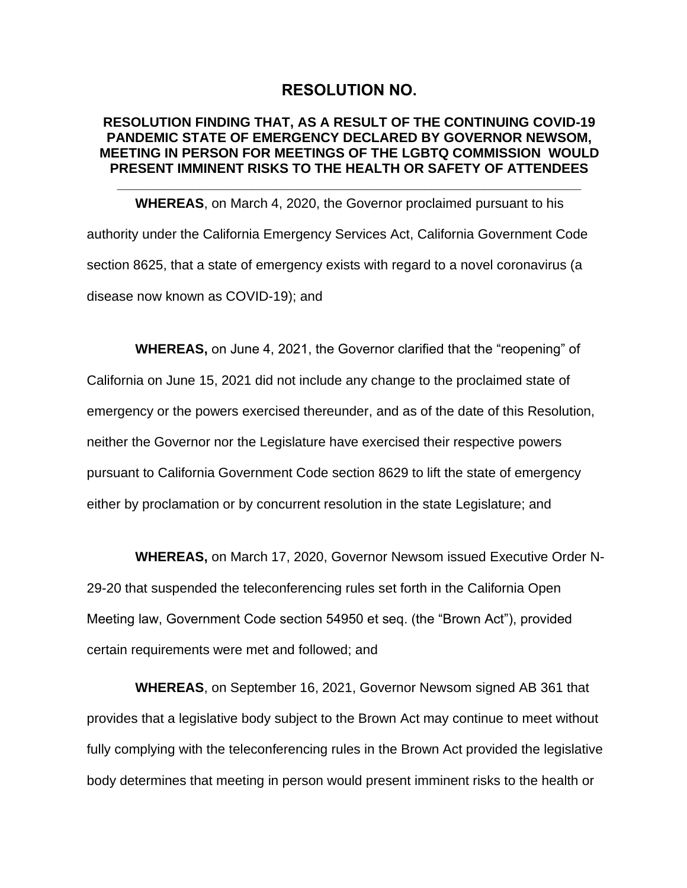# RESOLUTION NO.

## RESOLUTION FINDING THAT, AS A RESULT OF THE CONTINUING COVID-19 PANDEMIC STATE OF EMERGENCY DECLARED BY GOVERNOR NEWSOM, MEETING IN PERSON FOR MEETINGS OF THE LGBTQ COMMISSION WOULD PRESENT IMMINENT RISKS TO THE HEALTH OR SAFETY OF ATTENDEES

---

**WHEREAS**, on March 4, 2020, the Governor proclaimed pursuant to his authority under the California Emergency Services Act, California Government Code section 8625, that a state of emergency exists with regard to a novel coronavirus (a disease now known as COVID-19); and

**WHEREAS,** on June 4, 2021, the Governor clarified that the "reopening" of California on June 15, 2021 did not include any change to the proclaimed state of emergency or the powers exercised thereunder, and as of the date of this Resolution, neither the Governor nor the Legislature have exercised their respective powers pursuant to California Government Code section 8629 to lift the state of emergency either by proclamation or by concurrent resolution in the state Legislature; and

**WHEREAS,** on March 17, 2020, Governor Newsom issued Executive Order N-29-20 that suspended the teleconferencing rules set forth in the California Open Meeting law, Government Code section 54950 et seq. (the "Brown Act"), provided certain requirements were met and followed; and

**WHEREAS**, on September 16, 2021, Governor Newsom signed AB 361 that provides that a legislative body subject to the Brown Act may continue to meet without fully complying with the teleconferencing rules in the Brown Act provided the legislative body determines that meeting in person would present imminent risks to the health or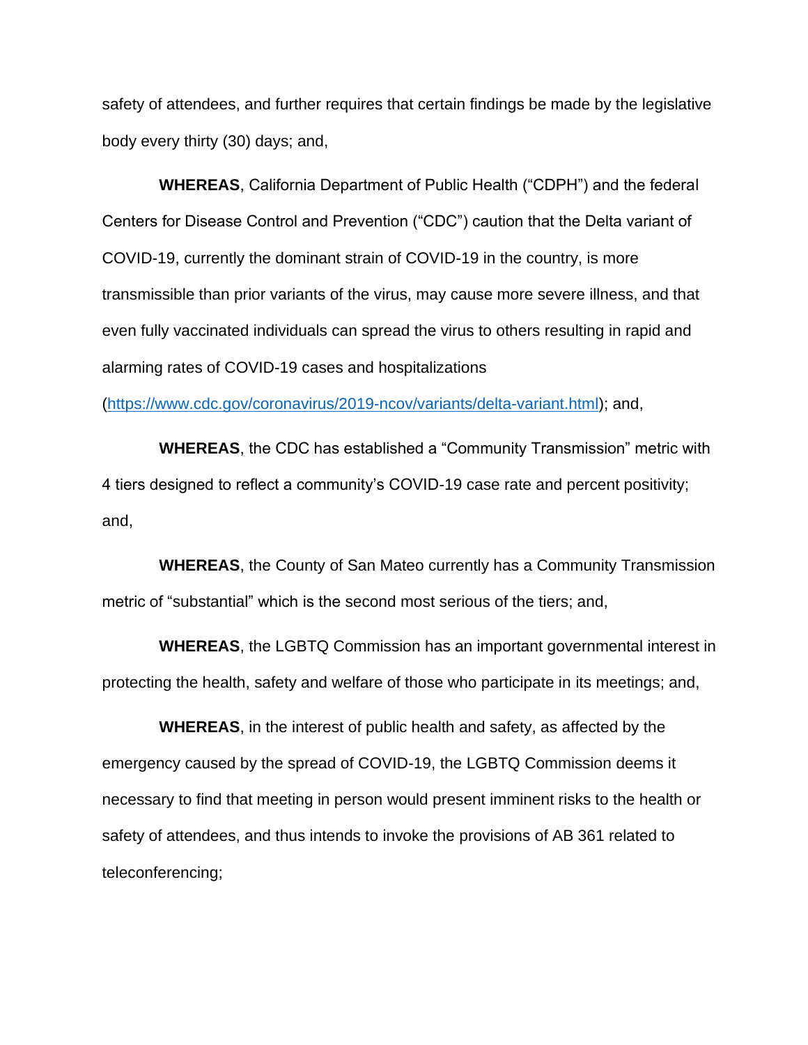safety of attendees, and further requires that certain findings be made by the legislative body every thirty (30) days; and,

**WHEREAS**, California Department of Public Health ("CDPH") and the federal Centers for Disease Control and Prevention ("CDC") caution that the Delta variant of COVID-19, currently the dominant strain of COVID-19 in the country, is more transmissible than prior variants of the virus, may cause more severe illness, and that even fully vaccinated individuals can spread the virus to others resulting in rapid and alarming rates of COVID-19 cases and hospitalizations (https://www.cdc.gov/coronavirus/2019-ncov/variants/delta-variant.html); and,

**WHEREAS**, the CDC has established a "Community Transmission" metric with 4 tiers designed to reflect a community's COVID-19 case rate and percent positivity; and,

**WHEREAS**, the County of San Mateo currently has a Community Transmission metric of "substantial" which is the second most serious of the tiers; and,

**WHEREAS**, the LGBTQ Commission has an important governmental interest in protecting the health, safety and welfare of those who participate in its meetings; and,

**WHEREAS**, in the interest of public health and safety, as affected by the emergency caused by the spread of COVID-19, the LGBTQ Commission deems it necessary to find that meeting in person would present imminent risks to the health or safety of attendees, and thus intends to invoke the provisions of AB 361 related to teleconferencing;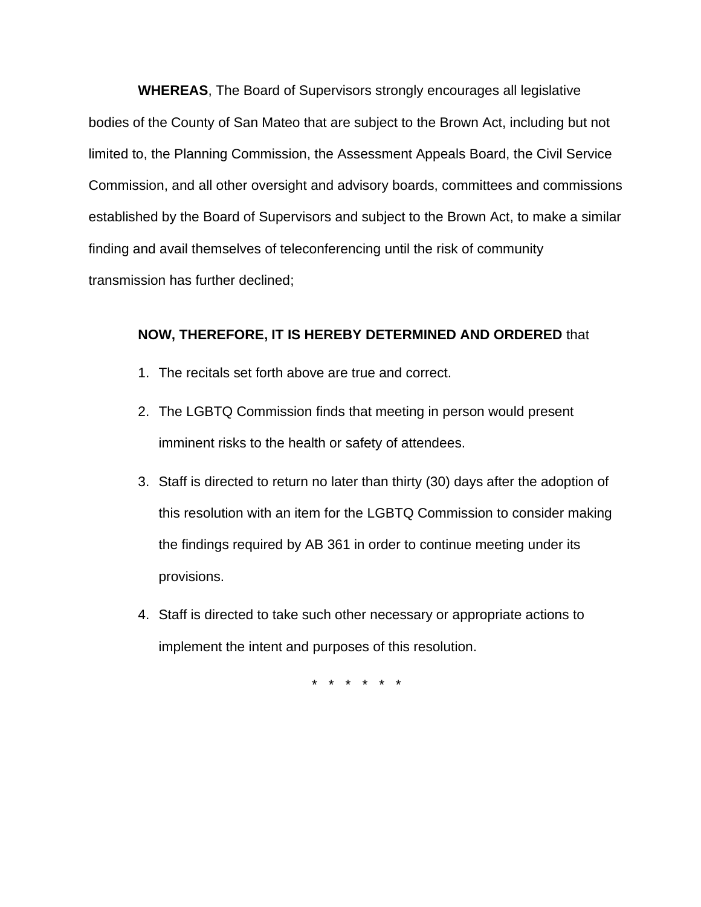**WHEREAS**, The Board of Supervisors strongly encourages all legislative bodies of the County of San Mateo that are subject to the Brown Act, including but not limited to, the Planning Commission, the Assessment Appeals Board, the Civil Service Commission, and all other oversight and advisory boards, committees and commissions established by the Board of Supervisors and subject to the Brown Act, to make a similar finding and avail themselves of teleconferencing until the risk of community transmission has further declined;

**NOW, THEREFORE, IT IS HEREBY DETERMINED AND ORDERED** that

1. The recitals set forth above are true and correct.
2. The LGBTQ Commission finds that meeting in person would present imminent risks to the health or safety of attendees.
3. Staff is directed to return no later than thirty (30) days after the adoption of this resolution with an item for the LGBTQ Commission to consider making the findings required by AB 361 in order to continue meeting under its provisions.
4. Staff is directed to take such other necessary or appropriate actions to implement the intent and purposes of this resolution.

\* \* \* \* \* \*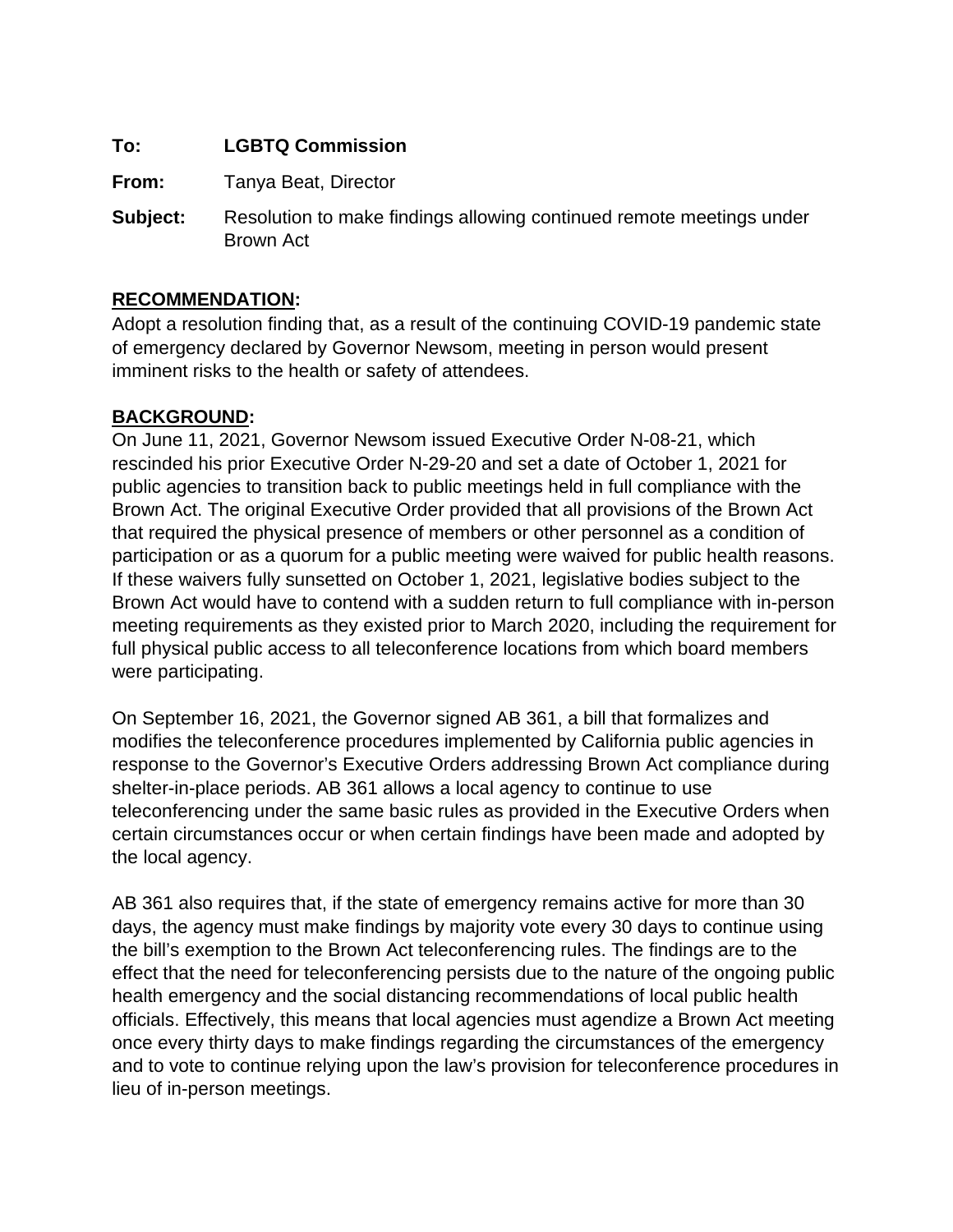**To:** **LGBTQ Commission**

**From:** Tanya Beat, Director

**Subject:** Resolution to make findings allowing continued remote meetings under Brown Act

**RECOMMENDATION:**

Adopt a resolution finding that, as a result of the continuing COVID-19 pandemic state of emergency declared by Governor Newsom, meeting in person would present imminent risks to the health or safety of attendees.

**BACKGROUND:**

On June 11, 2021, Governor Newsom issued Executive Order N-08-21, which rescinded his prior Executive Order N-29-20 and set a date of October 1, 2021 for public agencies to transition back to public meetings held in full compliance with the Brown Act. The original Executive Order provided that all provisions of the Brown Act that required the physical presence of members or other personnel as a condition of participation or as a quorum for a public meeting were waived for public health reasons. If these waivers fully sunsetted on October 1, 2021, legislative bodies subject to the Brown Act would have to contend with a sudden return to full compliance with in-person meeting requirements as they existed prior to March 2020, including the requirement for full physical public access to all teleconference locations from which board members were participating.

On September 16, 2021, the Governor signed AB 361, a bill that formalizes and modifies the teleconference procedures implemented by California public agencies in response to the Governor's Executive Orders addressing Brown Act compliance during shelter-in-place periods. AB 361 allows a local agency to continue to use teleconferencing under the same basic rules as provided in the Executive Orders when certain circumstances occur or when certain findings have been made and adopted by the local agency.

AB 361 also requires that, if the state of emergency remains active for more than 30 days, the agency must make findings by majority vote every 30 days to continue using the bill's exemption to the Brown Act teleconferencing rules. The findings are to the effect that the need for teleconferencing persists due to the nature of the ongoing public health emergency and the social distancing recommendations of local public health officials. Effectively, this means that local agencies must agendize a Brown Act meeting once every thirty days to make findings regarding the circumstances of the emergency and to vote to continue relying upon the law's provision for teleconference procedures in lieu of in-person meetings.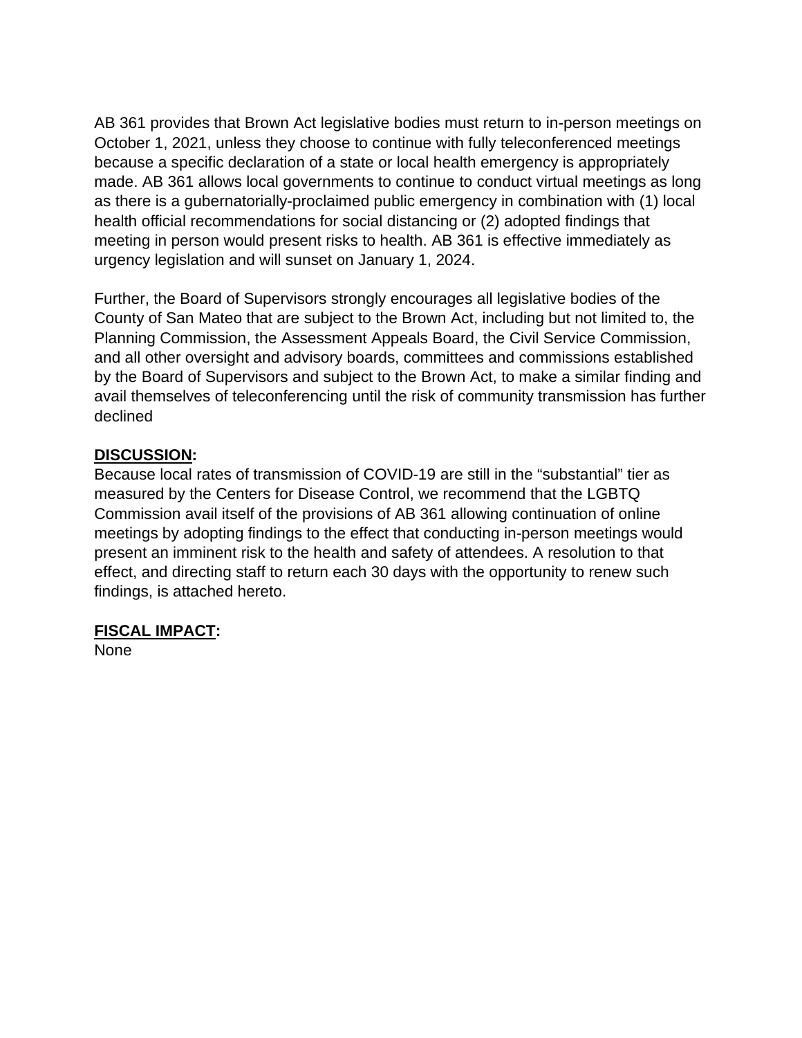AB 361 provides that Brown Act legislative bodies must return to in-person meetings on October 1, 2021, unless they choose to continue with fully teleconferenced meetings because a specific declaration of a state or local health emergency is appropriately made. AB 361 allows local governments to continue to conduct virtual meetings as long as there is a gubernatorially-proclaimed public emergency in combination with (1) local health official recommendations for social distancing or (2) adopted findings that meeting in person would present risks to health. AB 361 is effective immediately as urgency legislation and will sunset on January 1, 2024.

Further, the Board of Supervisors strongly encourages all legislative bodies of the County of San Mateo that are subject to the Brown Act, including but not limited to, the Planning Commission, the Assessment Appeals Board, the Civil Service Commission, and all other oversight and advisory boards, committees and commissions established by the Board of Supervisors and subject to the Brown Act, to make a similar finding and avail themselves of teleconferencing until the risk of community transmission has further declined

**DISCUSSION:**
Because local rates of transmission of COVID-19 are still in the "substantial" tier as measured by the Centers for Disease Control, we recommend that the LGBTQ Commission avail itself of the provisions of AB 361 allowing continuation of online meetings by adopting findings to the effect that conducting in-person meetings would present an imminent risk to the health and safety of attendees. A resolution to that effect, and directing staff to return each 30 days with the opportunity to renew such findings, is attached hereto.

**FISCAL IMPACT:**
None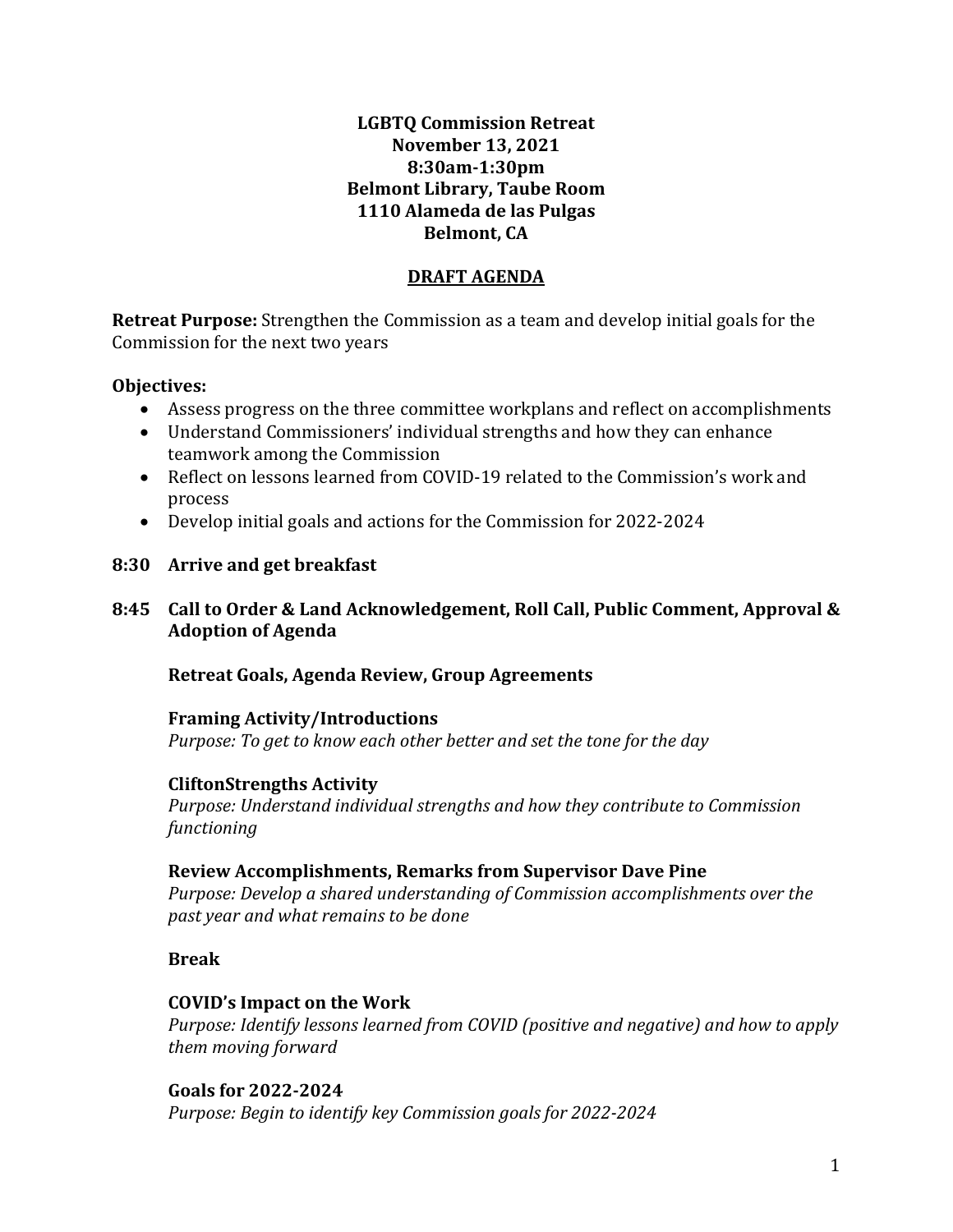**LGBTQ Commission Retreat**
**November 13, 2021**
**8:30am-1:30pm**
**Belmont Library, Taube Room**
**1110 Alameda de las Pulgas**
**Belmont, CA**

**DRAFT AGENDA**

**Retreat Purpose:** Strengthen the Commission as a team and develop initial goals for the Commission for the next two years

**Objectives:**

- Assess progress on the three committee workplans and reflect on accomplishments
- Understand Commissioners' individual strengths and how they can enhance teamwork among the Commission
- Reflect on lessons learned from COVID-19 related to the Commission's work and process
- Develop initial goals and actions for the Commission for 2022-2024

**8:30 Arrive and get breakfast**

**8:45 Call to Order & Land Acknowledgement, Roll Call, Public Comment, Approval & Adoption of Agenda**

**Retreat Goals, Agenda Review, Group Agreements**

**Framing Activity/Introductions**
*Purpose: To get to know each other better and set the tone for the day*

**CliftonStrengths Activity**
*Purpose: Understand individual strengths and how they contribute to Commission functioning*

**Review Accomplishments, Remarks from Supervisor Dave Pine**
*Purpose: Develop a shared understanding of Commission accomplishments over the past year and what remains to be done*

**Break**

**COVID's Impact on the Work**
*Purpose: Identify lessons learned from COVID (positive and negative) and how to apply them moving forward*

**Goals for 2022-2024**
*Purpose: Begin to identify key Commission goals for 2022-2024*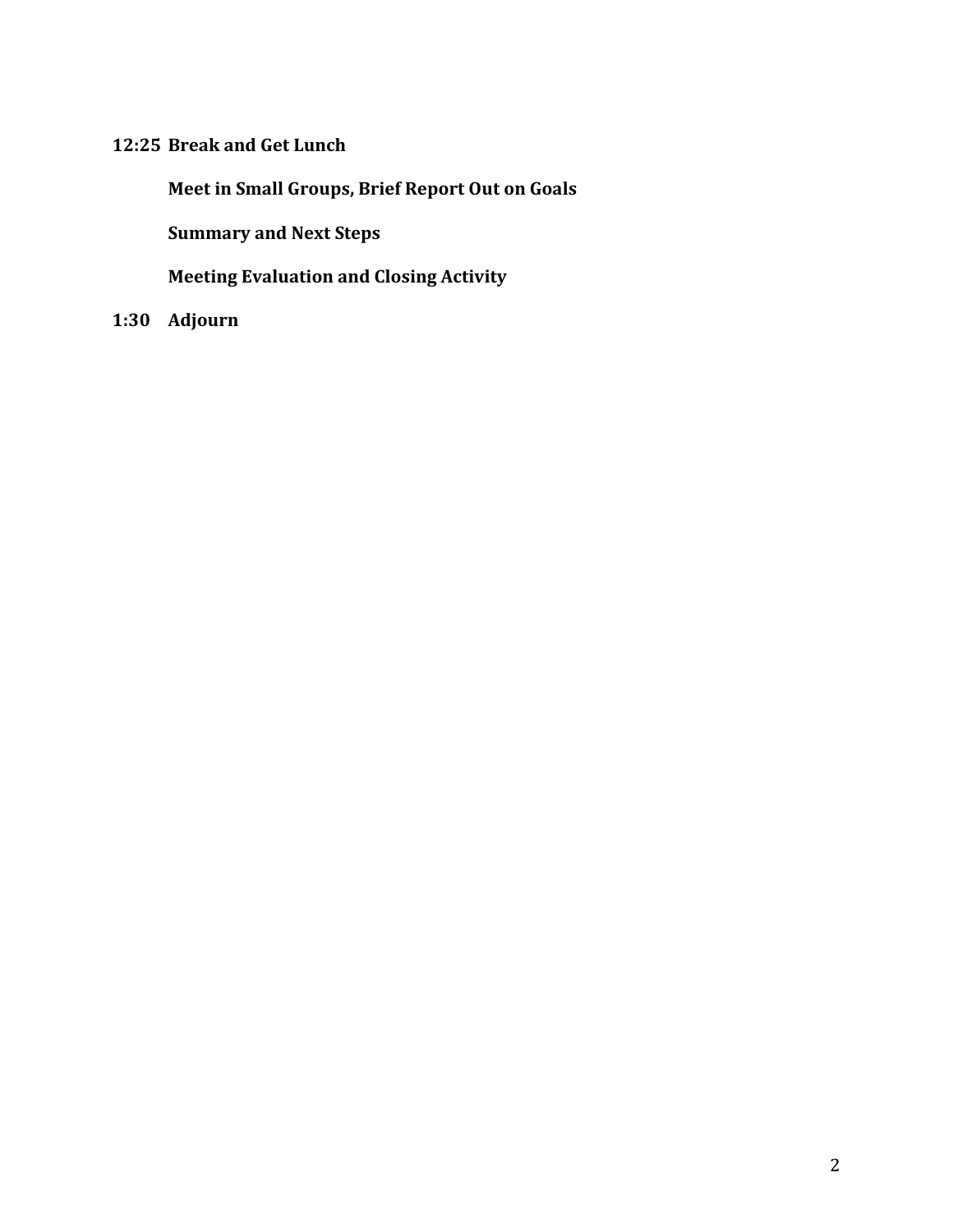**12:25 Break and Get Lunch**

**Meet in Small Groups, Brief Report Out on Goals**

**Summary and Next Steps**

**Meeting Evaluation and Closing Activity**

**1:30 Adjourn**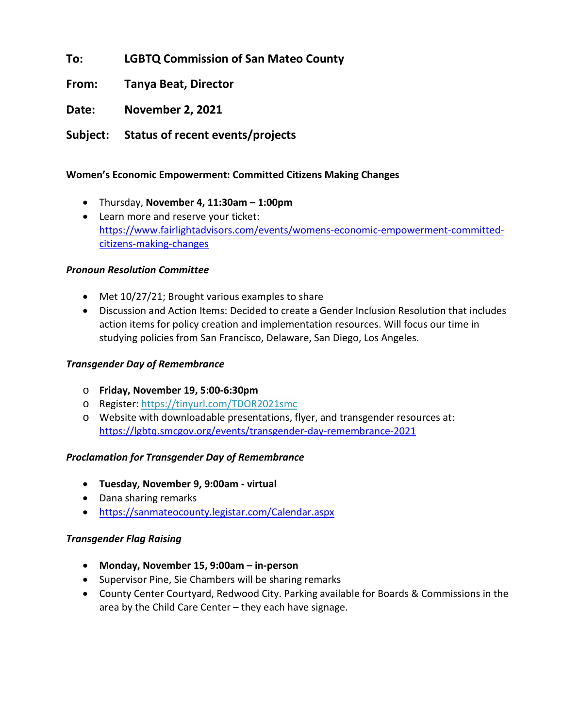**To:** **LGBTQ Commission of San Mateo County**

**From:** **Tanya Beat, Director**

**Date:** **November 2, 2021**

**Subject:** **Status of recent events/projects**

**Women's Economic Empowerment: Committed Citizens Making Changes**

- Thursday, **November 4, 11:30am – 1:00pm**
- Learn more and reserve your ticket: https://www.fairlightadvisors.com/events/womens-economic-empowerment-committed-citizens-making-changes

***Pronoun Resolution Committee***

- Met 10/27/21; Brought various examples to share
- Discussion and Action Items: Decided to create a Gender Inclusion Resolution that includes action items for policy creation and implementation resources. Will focus our time in studying policies from San Francisco, Delaware, San Diego, Los Angeles.

***Transgender Day of Remembrance***

- **Friday, November 19, 5:00-6:30pm**
- Register: https://tinyurl.com/TDOR2021smc
- Website with downloadable presentations, flyer, and transgender resources at: https://lgbtq.smcgov.org/events/transgender-day-remembrance-2021

***Proclamation for Transgender Day of Remembrance***

- **Tuesday, November 9, 9:00am - virtual**
- Dana sharing remarks
- https://sanmateocounty.legistar.com/Calendar.aspx

***Transgender Flag Raising***

- **Monday, November 15, 9:00am – in-person**
- Supervisor Pine, Sie Chambers will be sharing remarks
- County Center Courtyard, Redwood City. Parking available for Boards & Commissions in the area by the Child Care Center – they each have signage.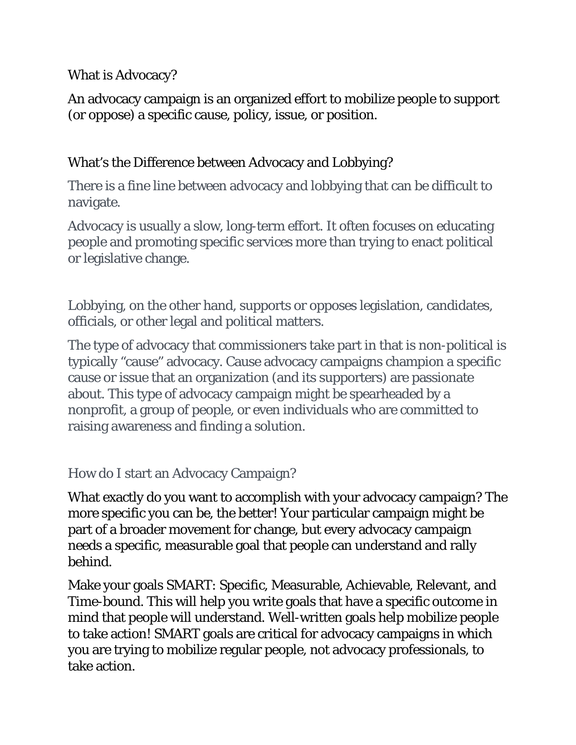## What is Advocacy?

An advocacy campaign is an organized effort to mobilize people to support (or oppose) a specific cause, policy, issue, or position.

## What's the Difference between Advocacy and Lobbying?

There is a fine line between advocacy and lobbying that can be difficult to navigate.

Advocacy is usually a slow, long-term effort. It often focuses on educating people and promoting specific services more than trying to enact political or legislative change.

Lobbying, on the other hand, supports or opposes legislation, candidates, officials, or other legal and political matters.

The type of advocacy that commissioners take part in that is non-political is typically "cause" advocacy. Cause advocacy campaigns champion a specific cause or issue that an organization (and its supporters) are passionate about. This type of advocacy campaign might be spearheaded by a nonprofit, a group of people, or even individuals who are committed to raising awareness and finding a solution.

## How do I start an Advocacy Campaign?

What exactly do you want to accomplish with your advocacy campaign? The more specific you can be, the better! Your particular campaign might be part of a broader movement for change, but every advocacy campaign needs a specific, measurable goal that people can understand and rally behind.

Make your goals SMART: Specific, Measurable, Achievable, Relevant, and Time-bound. This will help you write goals that have a specific outcome in mind that people will understand. Well-written goals help mobilize people to take action! SMART goals are critical for advocacy campaigns in which you are trying to mobilize regular people, not advocacy professionals, to take action.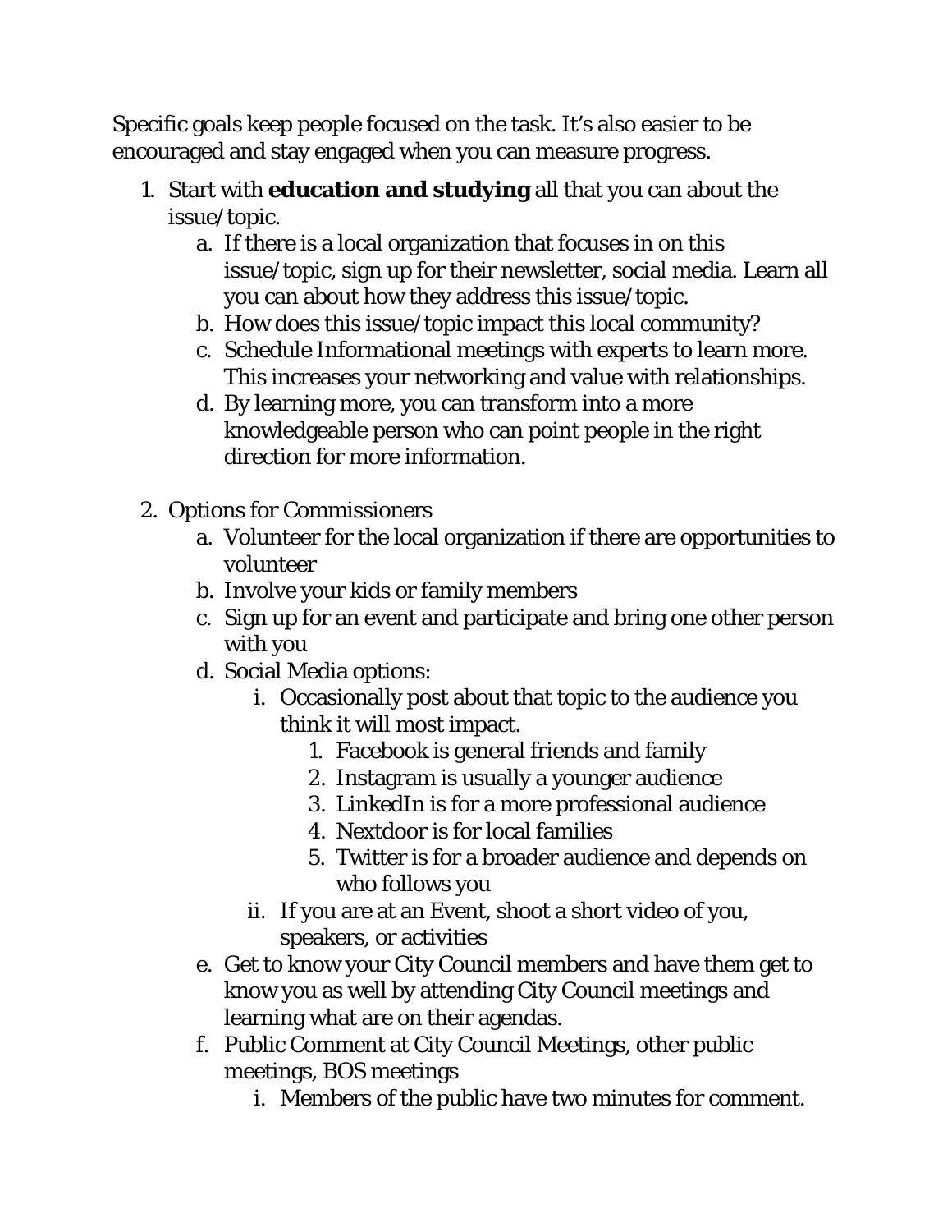Specific goals keep people focused on the task. It's also easier to be encouraged and stay engaged when you can measure progress.

1. Start with **education and studying** all that you can about the issue/topic.
   a. If there is a local organization that focuses in on this issue/topic, sign up for their newsletter, social media. Learn all you can about how they address this issue/topic.
   b. How does this issue/topic impact this local community?
   c. Schedule Informational meetings with experts to learn more. This increases your networking and value with relationships.
   d. By learning more, you can transform into a more knowledgeable person who can point people in the right direction for more information.

2. Options for Commissioners
   a. Volunteer for the local organization if there are opportunities to volunteer
   b. Involve your kids or family members
   c. Sign up for an event and participate and bring one other person with you
   d. Social Media options:
      i. Occasionally post about that topic to the audience you think it will most impact.
         1. Facebook is general friends and family
         2. Instagram is usually a younger audience
         3. LinkedIn is for a more professional audience
         4. Nextdoor is for local families
         5. Twitter is for a broader audience and depends on who follows you
      ii. If you are at an Event, shoot a short video of you, speakers, or activities
   e. Get to know your City Council members and have them get to know you as well by attending City Council meetings and learning what are on their agendas.
   f. Public Comment at City Council Meetings, other public meetings, BOS meetings
      i. Members of the public have two minutes for comment.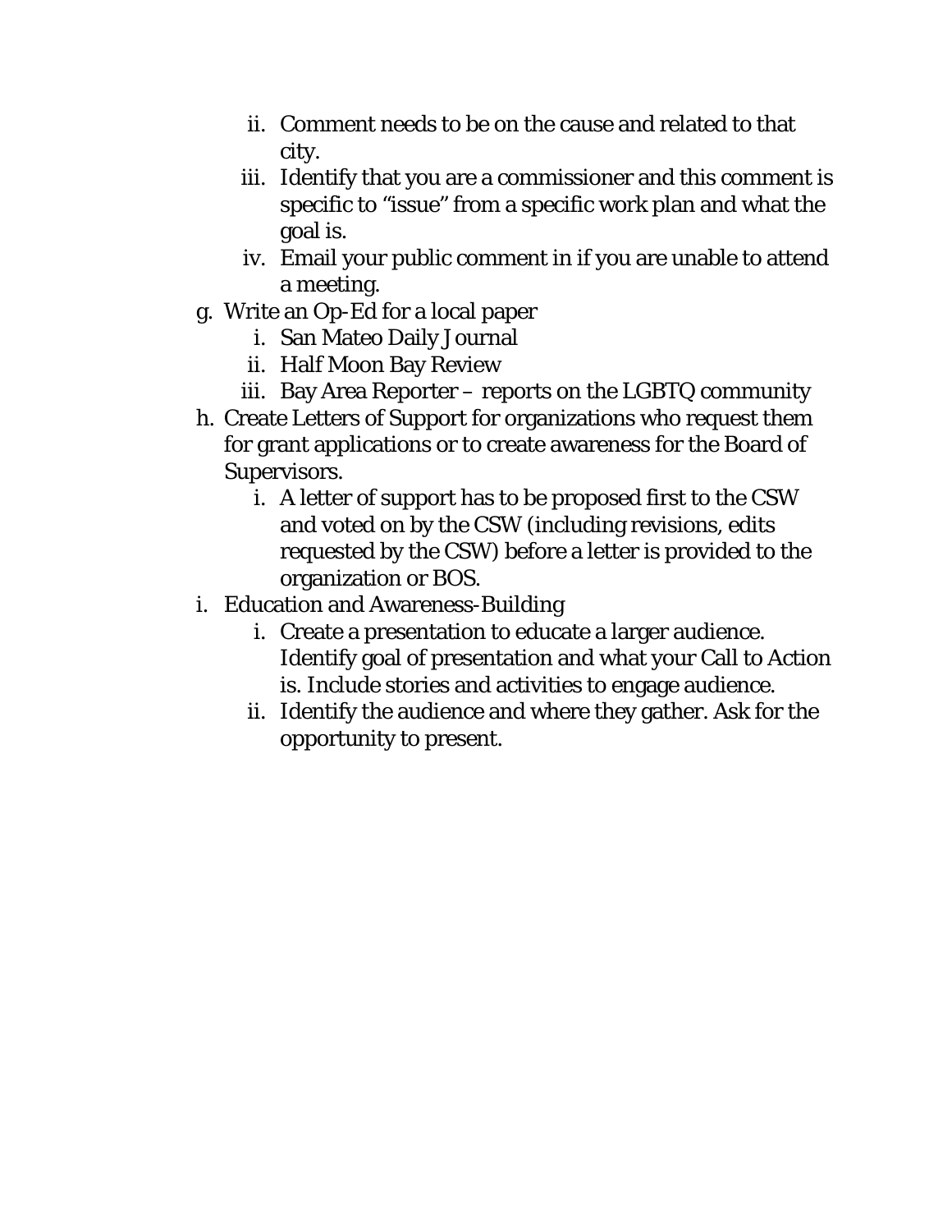ii. Comment needs to be on the cause and related to that city.
   iii. Identify that you are a commissioner and this comment is specific to "issue" from a specific work plan and what the goal is.
   iv. Email your public comment in if you are unable to attend a meeting.

g. Write an Op-Ed for a local paper
   i. San Mateo Daily Journal
   ii. Half Moon Bay Review
   iii. Bay Area Reporter – reports on the LGBTQ community

h. Create Letters of Support for organizations who request them for grant applications or to create awareness for the Board of Supervisors.
   i. A letter of support has to be proposed first to the CSW and voted on by the CSW (including revisions, edits requested by the CSW) before a letter is provided to the organization or BOS.

i. Education and Awareness-Building
   i. Create a presentation to educate a larger audience. Identify goal of presentation and what your Call to Action is. Include stories and activities to engage audience.
   ii. Identify the audience and where they gather. Ask for the opportunity to present.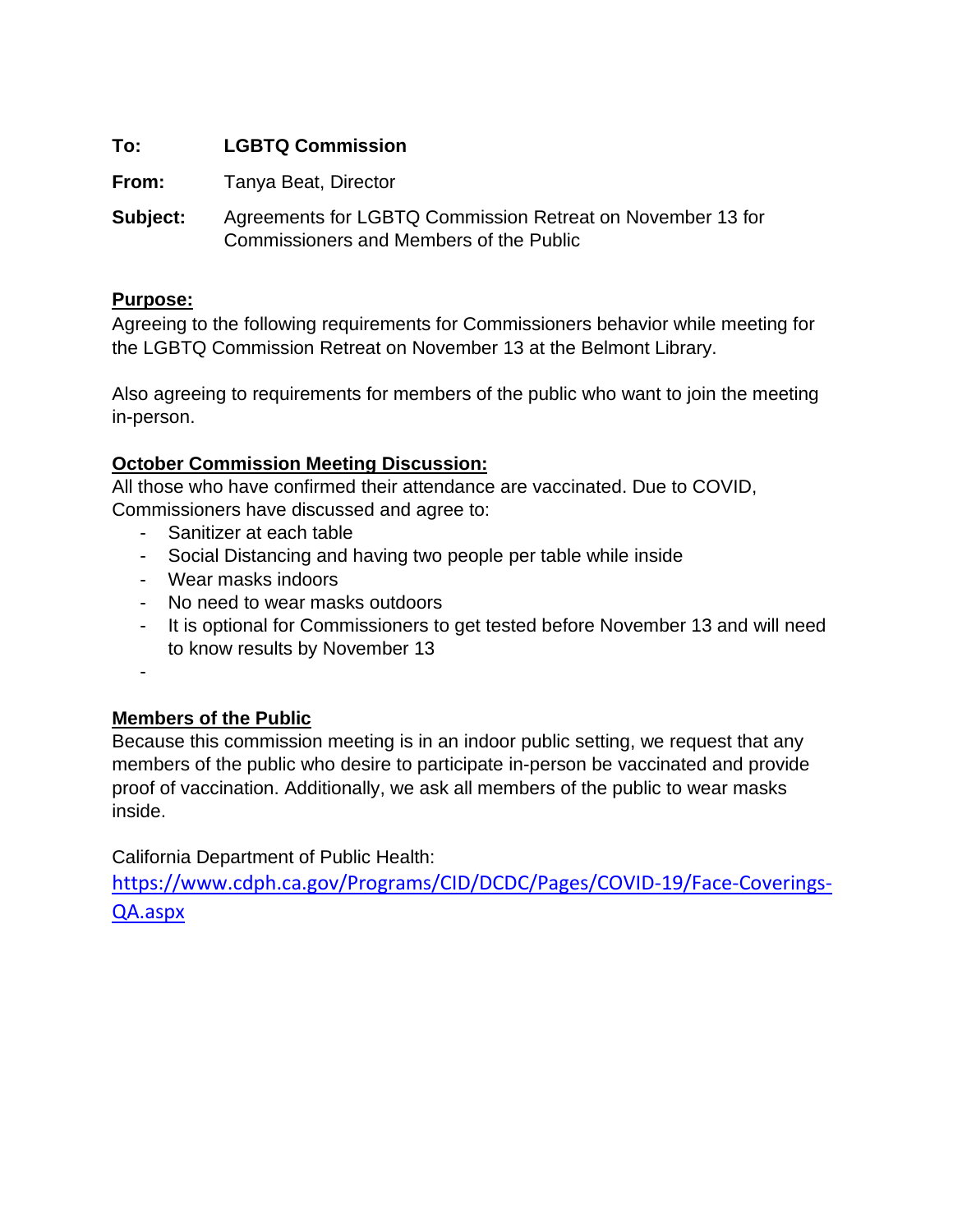**To:** **LGBTQ Commission**

**From:** Tanya Beat, Director

**Subject:** Agreements for LGBTQ Commission Retreat on November 13 for Commissioners and Members of the Public

**Purpose:**

Agreeing to the following requirements for Commissioners behavior while meeting for the LGBTQ Commission Retreat on November 13 at the Belmont Library.

Also agreeing to requirements for members of the public who want to join the meeting in-person.

**October Commission Meeting Discussion:**

All those who have confirmed their attendance are vaccinated. Due to COVID, Commissioners have discussed and agree to:

- Sanitizer at each table
- Social Distancing and having two people per table while inside
- Wear masks indoors
- No need to wear masks outdoors
- It is optional for Commissioners to get tested before November 13 and will need to know results by November 13
-

**Members of the Public**

Because this commission meeting is in an indoor public setting, we request that any members of the public who desire to participate in-person be vaccinated and provide proof of vaccination. Additionally, we ask all members of the public to wear masks inside.

California Department of Public Health:
https://www.cdph.ca.gov/Programs/CID/DCDC/Pages/COVID-19/Face-Coverings-QA.aspx